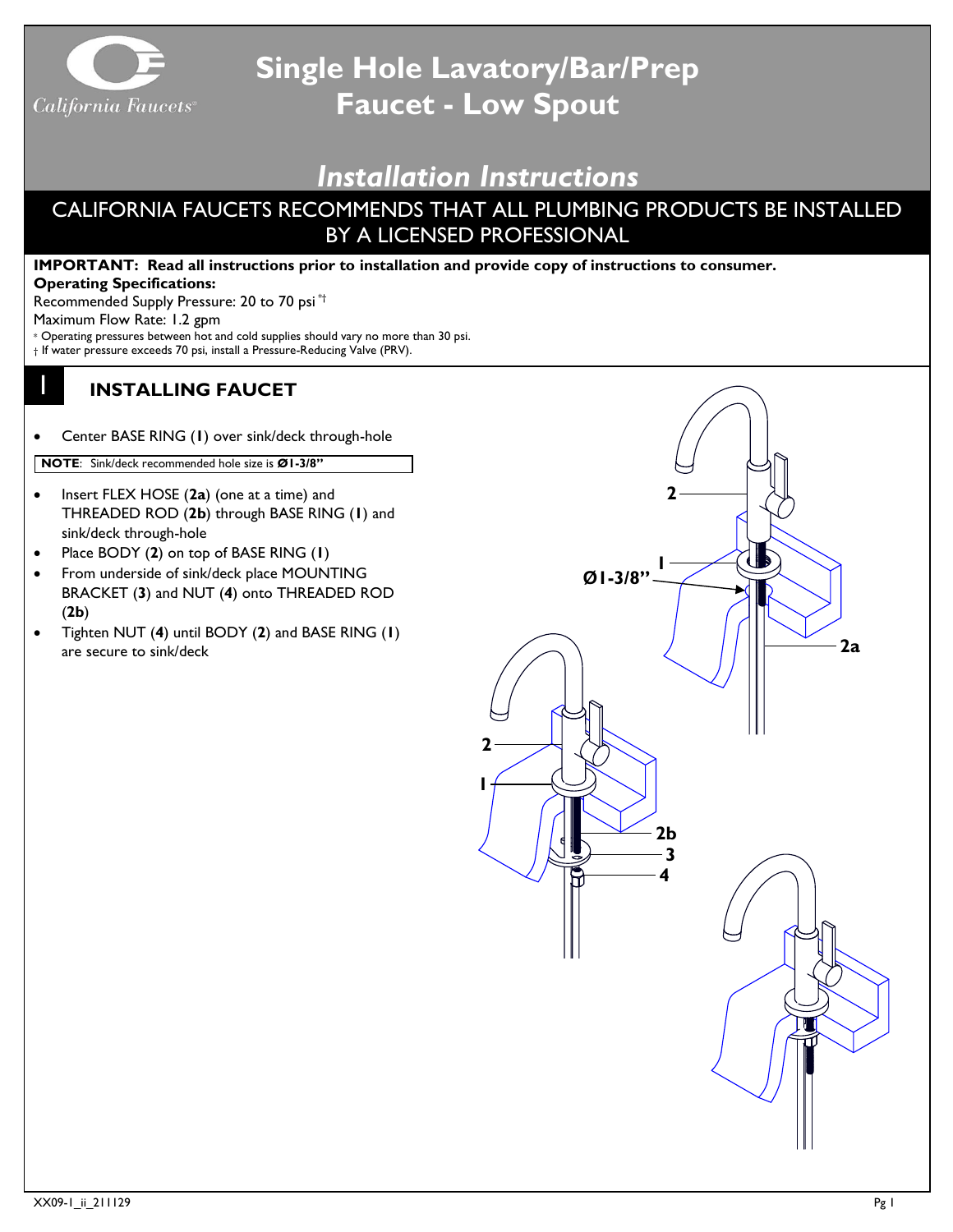# Single Hole Lavatory/Bar/Prep Faucet - Low Spout

California Faucets®

## *Installation Instructions*

CALIFORNIA FAUCETS RECOMMENDS THAT ALL PLUMBING PRODUCTS BE INSTALLED BY A LICENSED PROFESSIONAL

**IMPORTANT: Read all instructions prior to installation and provide copy of instructions to consumer.**

**Operating Specifications:**

Recommended Supply Pressure: 20 to 70 psi *†

Maximum Flow Rate: 1.2 gpm

* Operating pressures between hot and cold supplies should vary no more than 30 psi.

† If water pressure exceeds 70 psi, install a Pressure-Reducing Valve (PRV).

## 1 INSTALLING FAUCET

- Center BASE RING (**1**) over sink/deck through-hole

**NOTE**: Sink/deck recommended hole size is **Ø1-3/8"**

- Insert FLEX HOSE (**2a**) (one at a time) and THREADED ROD (**2b**) through BASE RING (**1**) and sink/deck through-hole
- Place BODY (**2**) on top of BASE RING (**1**)
- From underside of sink/deck place MOUNTING BRACKET (**3**) and NUT (**4**) onto THREADED ROD (**2b**)
- Tighten NUT (**4**) until BODY (**2**) and BASE RING (**1**) are secure to sink/deck

XX09-1_ii_211129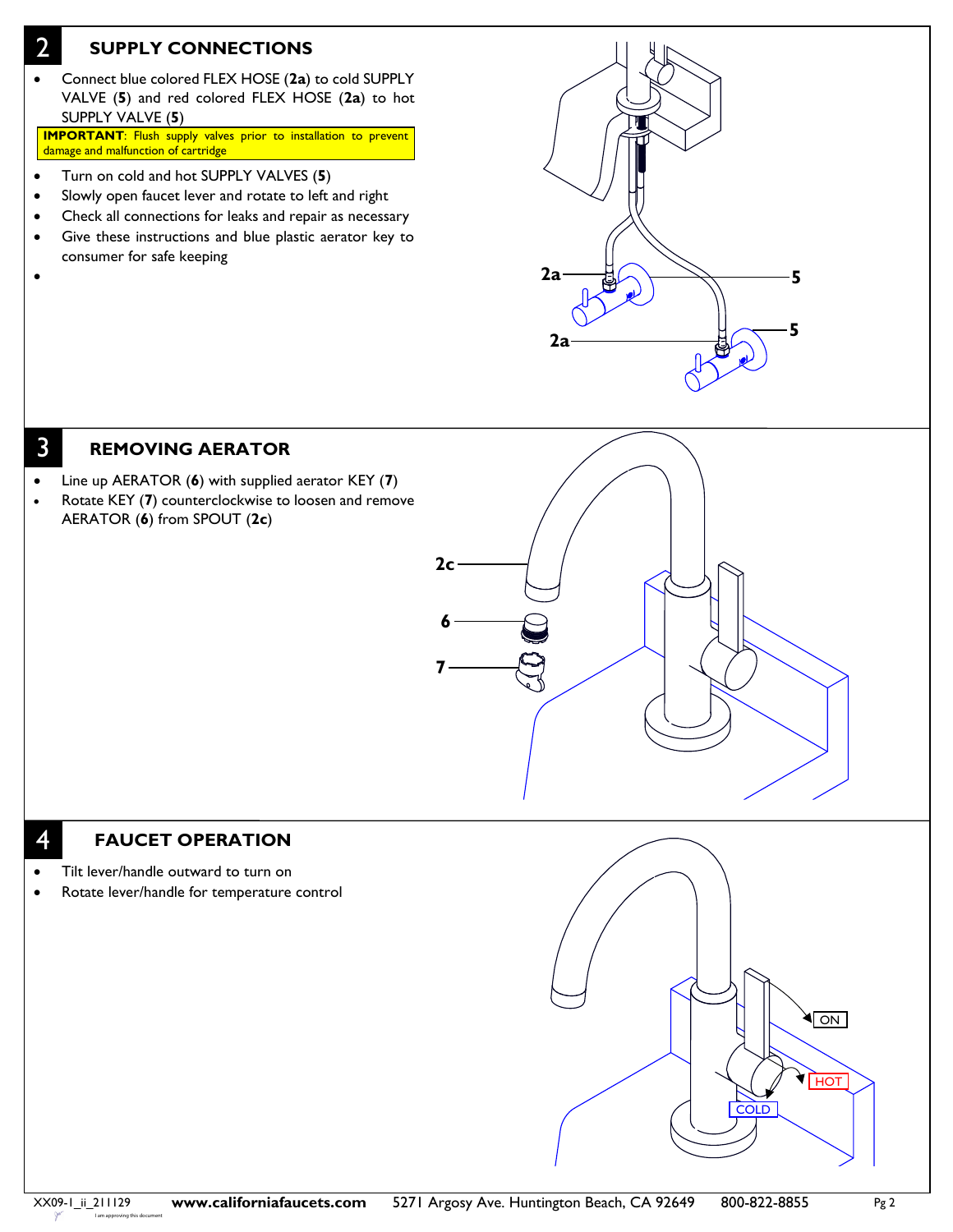## 2 SUPPLY CONNECTIONS

- Connect blue colored FLEX HOSE (**2a**) to cold SUPPLY VALVE (**5**) and red colored FLEX HOSE (**2a**) to hot SUPPLY VALVE (**5**)

**IMPORTANT**: Flush supply valves prior to installation to prevent damage and malfunction of cartridge

- Turn on cold and hot SUPPLY VALVES (**5**)
- Slowly open faucet lever and rotate to left and right
- Check all connections for leaks and repair as necessary
- Give these instructions and blue plastic aerator key to consumer for safe keeping

2a
5
2a
5

## 3 REMOVING AERATOR

- Line up AERATOR (**6**) with supplied aerator KEY (**7**)
- Rotate KEY (**7**) counterclockwise to loosen and remove AERATOR (**6**) from SPOUT (**2c**)

2c
6
7

## 4 FAUCET OPERATION

- Tilt lever/handle outward to turn on
- Rotate lever/handle for temperature control

ON
HOT
COLD